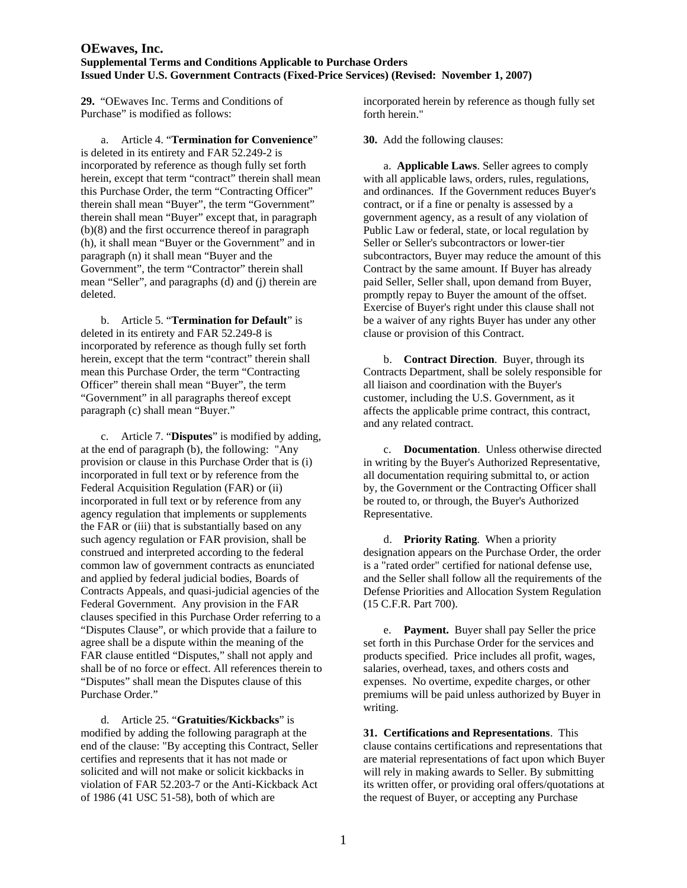# OEwaves, Inc.

## Supplemental Terms and Conditions Applicable to Purchase Orders Issued Under U.S. Government Contracts (Fixed-Price Services) (Revised: November 1, 2007)

**29.** "OEwaves Inc. Terms and Conditions of Purchase" is modified as follows:

a. Article 4. "**Termination for Convenience**" is deleted in its entirety and FAR 52.249-2 is incorporated by reference as though fully set forth herein, except that term "contract" therein shall mean this Purchase Order, the term "Contracting Officer" therein shall mean "Buyer", the term "Government" therein shall mean "Buyer" except that, in paragraph (b)(8) and the first occurrence thereof in paragraph (h), it shall mean "Buyer or the Government" and in paragraph (n) it shall mean "Buyer and the Government", the term "Contractor" therein shall mean "Seller", and paragraphs (d) and (j) therein are deleted.

b. Article 5. "**Termination for Default**" is deleted in its entirety and FAR 52.249-8 is incorporated by reference as though fully set forth herein, except that the term "contract" therein shall mean this Purchase Order, the term "Contracting Officer" therein shall mean "Buyer", the term "Government" in all paragraphs thereof except paragraph (c) shall mean "Buyer."

c. Article 7. "**Disputes**" is modified by adding, at the end of paragraph (b), the following: "Any provision or clause in this Purchase Order that is (i) incorporated in full text or by reference from the Federal Acquisition Regulation (FAR) or (ii) incorporated in full text or by reference from any agency regulation that implements or supplements the FAR or (iii) that is substantially based on any such agency regulation or FAR provision, shall be construed and interpreted according to the federal common law of government contracts as enunciated and applied by federal judicial bodies, Boards of Contracts Appeals, and quasi-judicial agencies of the Federal Government. Any provision in the FAR clauses specified in this Purchase Order referring to a "Disputes Clause", or which provide that a failure to agree shall be a dispute within the meaning of the FAR clause entitled "Disputes," shall not apply and shall be of no force or effect. All references therein to "Disputes" shall mean the Disputes clause of this Purchase Order."

d. Article 25. "**Gratuities/Kickbacks**" is modified by adding the following paragraph at the end of the clause: "By accepting this Contract, Seller certifies and represents that it has not made or solicited and will not make or solicit kickbacks in violation of FAR 52.203-7 or the Anti-Kickback Act of 1986 (41 USC 51-58), both of which are incorporated herein by reference as though fully set forth herein."

**30.** Add the following clauses:

a. **Applicable Laws**. Seller agrees to comply with all applicable laws, orders, rules, regulations, and ordinances. If the Government reduces Buyer's contract, or if a fine or penalty is assessed by a government agency, as a result of any violation of Public Law or federal, state, or local regulation by Seller or Seller's subcontractors or lower-tier subcontractors, Buyer may reduce the amount of this Contract by the same amount. If Buyer has already paid Seller, Seller shall, upon demand from Buyer, promptly repay to Buyer the amount of the offset. Exercise of Buyer's right under this clause shall not be a waiver of any rights Buyer has under any other clause or provision of this Contract.

b. **Contract Direction**. Buyer, through its Contracts Department, shall be solely responsible for all liaison and coordination with the Buyer's customer, including the U.S. Government, as it affects the applicable prime contract, this contract, and any related contract.

c. **Documentation**. Unless otherwise directed in writing by the Buyer's Authorized Representative, all documentation requiring submittal to, or action by, the Government or the Contracting Officer shall be routed to, or through, the Buyer's Authorized Representative.

d. **Priority Rating**. When a priority designation appears on the Purchase Order, the order is a "rated order" certified for national defense use, and the Seller shall follow all the requirements of the Defense Priorities and Allocation System Regulation (15 C.F.R. Part 700).

e. **Payment.** Buyer shall pay Seller the price set forth in this Purchase Order for the services and products specified. Price includes all profit, wages, salaries, overhead, taxes, and others costs and expenses. No overtime, expedite charges, or other premiums will be paid unless authorized by Buyer in writing.

**31. Certifications and Representations**. This clause contains certifications and representations that are material representations of fact upon which Buyer will rely in making awards to Seller. By submitting its written offer, or providing oral offers/quotations at the request of Buyer, or accepting any Purchase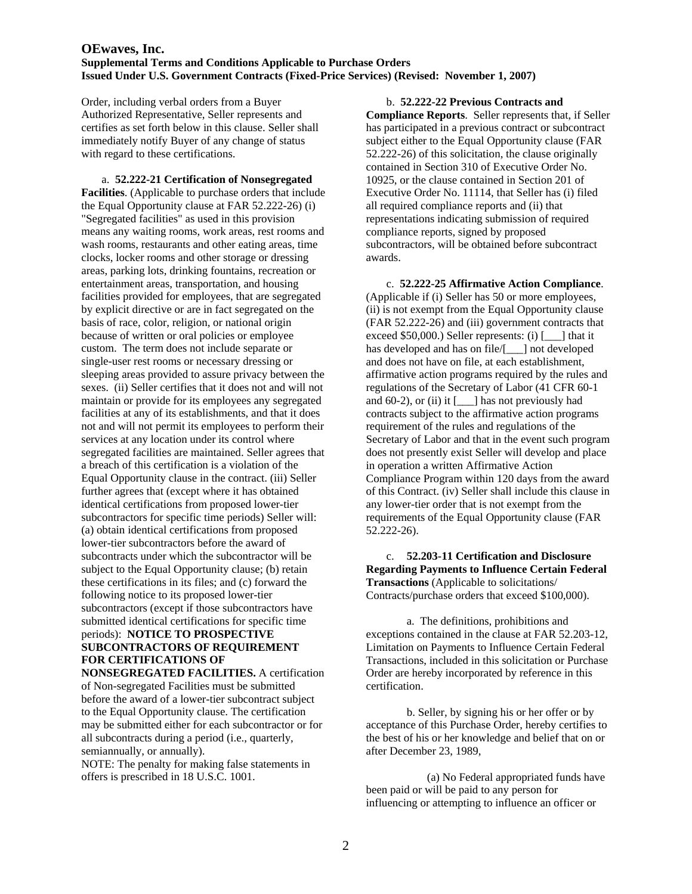Order, including verbal orders from a Buyer Authorized Representative, Seller represents and certifies as set forth below in this clause. Seller shall immediately notify Buyer of any change of status with regard to these certifications.

a. **52.222-21 Certification of Nonsegregated Facilities**. (Applicable to purchase orders that include the Equal Opportunity clause at FAR 52.222-26) (i) "Segregated facilities" as used in this provision means any waiting rooms, work areas, rest rooms and wash rooms, restaurants and other eating areas, time clocks, locker rooms and other storage or dressing areas, parking lots, drinking fountains, recreation or entertainment areas, transportation, and housing facilities provided for employees, that are segregated by explicit directive or are in fact segregated on the basis of race, color, religion, or national origin because of written or oral policies or employee custom. The term does not include separate or single-user rest rooms or necessary dressing or sleeping areas provided to assure privacy between the sexes. (ii) Seller certifies that it does not and will not maintain or provide for its employees any segregated facilities at any of its establishments, and that it does not and will not permit its employees to perform their services at any location under its control where segregated facilities are maintained. Seller agrees that a breach of this certification is a violation of the Equal Opportunity clause in the contract. (iii) Seller further agrees that (except where it has obtained identical certifications from proposed lower-tier subcontractors for specific time periods) Seller will: (a) obtain identical certifications from proposed lower-tier subcontractors before the award of subcontracts under which the subcontractor will be subject to the Equal Opportunity clause; (b) retain these certifications in its files; and (c) forward the following notice to its proposed lower-tier subcontractors (except if those subcontractors have submitted identical certifications for specific time periods): **NOTICE TO PROSPECTIVE SUBCONTRACTORS OF REQUIREMENT FOR CERTIFICATIONS OF NONSEGREGATED FACILITIES.** A certification of Non-segregated Facilities must be submitted before the award of a lower-tier subcontract subject to the Equal Opportunity clause. The certification may be submitted either for each subcontractor or for all subcontracts during a period (i.e., quarterly, semiannually, or annually).
NOTE: The penalty for making false statements in offers is prescribed in 18 U.S.C. 1001.

b. **52.222-22 Previous Contracts and Compliance Reports**. Seller represents that, if Seller has participated in a previous contract or subcontract subject either to the Equal Opportunity clause (FAR 52.222-26) of this solicitation, the clause originally contained in Section 310 of Executive Order No. 10925, or the clause contained in Section 201 of Executive Order No. 11114, that Seller has (i) filed all required compliance reports and (ii) that representations indicating submission of required compliance reports, signed by proposed subcontractors, will be obtained before subcontract awards.

c. **52.222-25 Affirmative Action Compliance**. (Applicable if (i) Seller has 50 or more employees, (ii) is not exempt from the Equal Opportunity clause (FAR 52.222-26) and (iii) government contracts that exceed $50,000.) Seller represents: (i) [___] that it has developed and has on file/[___] not developed and does not have on file, at each establishment, affirmative action programs required by the rules and regulations of the Secretary of Labor (41 CFR 60-1 and 60-2), or (ii) it [___] has not previously had contracts subject to the affirmative action programs requirement of the rules and regulations of the Secretary of Labor and that in the event such program does not presently exist Seller will develop and place in operation a written Affirmative Action Compliance Program within 120 days from the award of this Contract. (iv) Seller shall include this clause in any lower-tier order that is not exempt from the requirements of the Equal Opportunity clause (FAR 52.222-26).

c. **52.203-11 Certification and Disclosure Regarding Payments to Influence Certain Federal Transactions** (Applicable to solicitations/ Contracts/purchase orders that exceed $100,000).

a. The definitions, prohibitions and exceptions contained in the clause at FAR 52.203-12, Limitation on Payments to Influence Certain Federal Transactions, included in this solicitation or Purchase Order are hereby incorporated by reference in this certification.

b. Seller, by signing his or her offer or by acceptance of this Purchase Order, hereby certifies to the best of his or her knowledge and belief that on or after December 23, 1989,

(a) No Federal appropriated funds have been paid or will be paid to any person for influencing or attempting to influence an officer or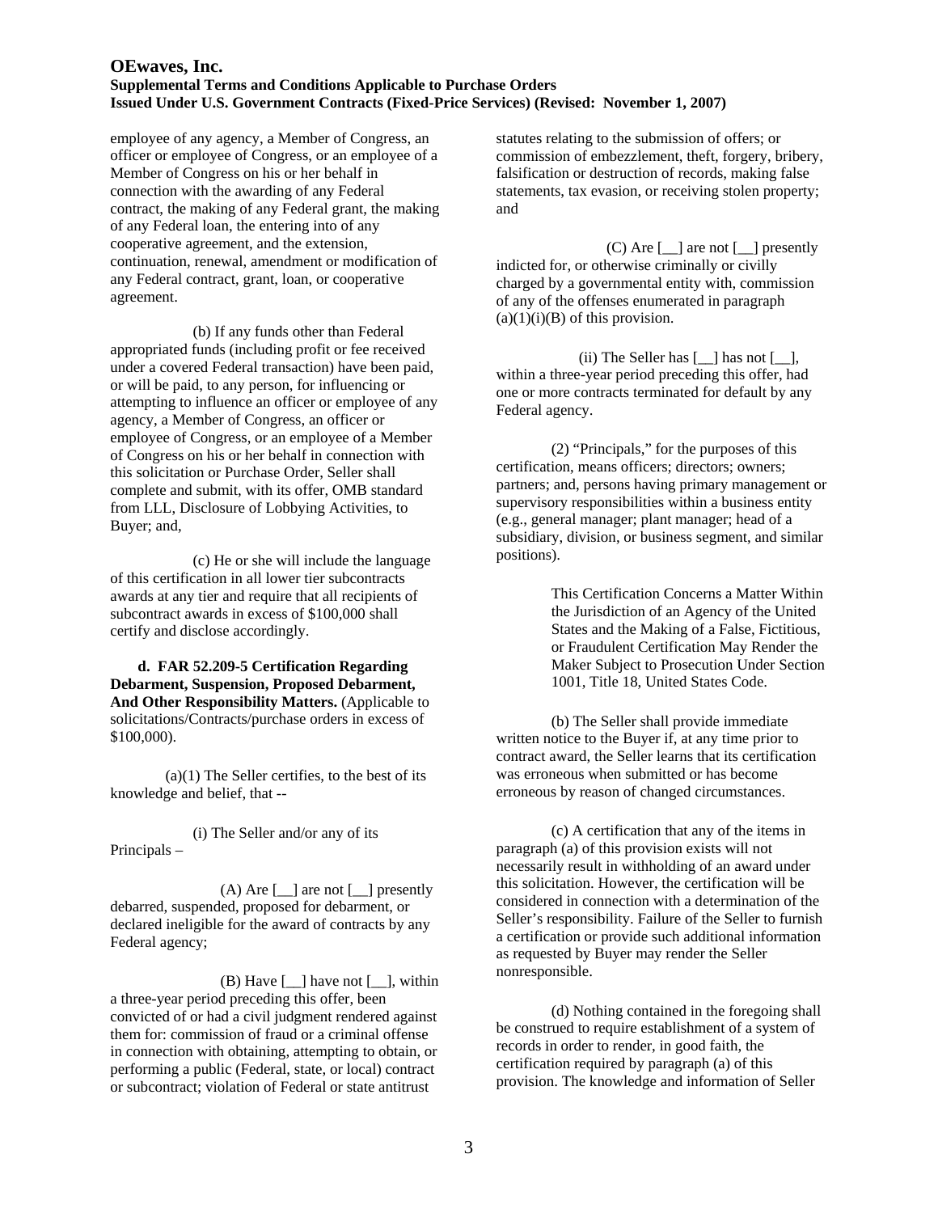employee of any agency, a Member of Congress, an officer or employee of Congress, or an employee of a Member of Congress on his or her behalf in connection with the awarding of any Federal contract, the making of any Federal grant, the making of any Federal loan, the entering into of any cooperative agreement, and the extension, continuation, renewal, amendment or modification of any Federal contract, grant, loan, or cooperative agreement.

(b) If any funds other than Federal appropriated funds (including profit or fee received under a covered Federal transaction) have been paid, or will be paid, to any person, for influencing or attempting to influence an officer or employee of any agency, a Member of Congress, an officer or employee of Congress, or an employee of a Member of Congress on his or her behalf in connection with this solicitation or Purchase Order, Seller shall complete and submit, with its offer, OMB standard from LLL, Disclosure of Lobbying Activities, to Buyer; and,

(c) He or she will include the language of this certification in all lower tier subcontracts awards at any tier and require that all recipients of subcontract awards in excess of $100,000 shall certify and disclose accordingly.

**d. FAR 52.209-5 Certification Regarding Debarment, Suspension, Proposed Debarment, And Other Responsibility Matters.** (Applicable to solicitations/Contracts/purchase orders in excess of $100,000).

(a)(1) The Seller certifies, to the best of its knowledge and belief, that --

(i) The Seller and/or any of its Principals –

(A) Are [__] are not [__] presently debarred, suspended, proposed for debarment, or declared ineligible for the award of contracts by any Federal agency;

(B) Have [__] have not [__], within a three-year period preceding this offer, been convicted of or had a civil judgment rendered against them for: commission of fraud or a criminal offense in connection with obtaining, attempting to obtain, or performing a public (Federal, state, or local) contract or subcontract; violation of Federal or state antitrust statutes relating to the submission of offers; or commission of embezzlement, theft, forgery, bribery, falsification or destruction of records, making false statements, tax evasion, or receiving stolen property; and

(C) Are [__] are not [__] presently indicted for, or otherwise criminally or civilly charged by a governmental entity with, commission of any of the offenses enumerated in paragraph (a)(1)(i)(B) of this provision.

(ii) The Seller has [__] has not [__], within a three-year period preceding this offer, had one or more contracts terminated for default by any Federal agency.

(2) "Principals," for the purposes of this certification, means officers; directors; owners; partners; and, persons having primary management or supervisory responsibilities within a business entity (e.g., general manager; plant manager; head of a subsidiary, division, or business segment, and similar positions).

> This Certification Concerns a Matter Within the Jurisdiction of an Agency of the United States and the Making of a False, Fictitious, or Fraudulent Certification May Render the Maker Subject to Prosecution Under Section 1001, Title 18, United States Code.

(b) The Seller shall provide immediate written notice to the Buyer if, at any time prior to contract award, the Seller learns that its certification was erroneous when submitted or has become erroneous by reason of changed circumstances.

(c) A certification that any of the items in paragraph (a) of this provision exists will not necessarily result in withholding of an award under this solicitation. However, the certification will be considered in connection with a determination of the Seller's responsibility. Failure of the Seller to furnish a certification or provide such additional information as requested by Buyer may render the Seller nonresponsible.

(d) Nothing contained in the foregoing shall be construed to require establishment of a system of records in order to render, in good faith, the certification required by paragraph (a) of this provision. The knowledge and information of Seller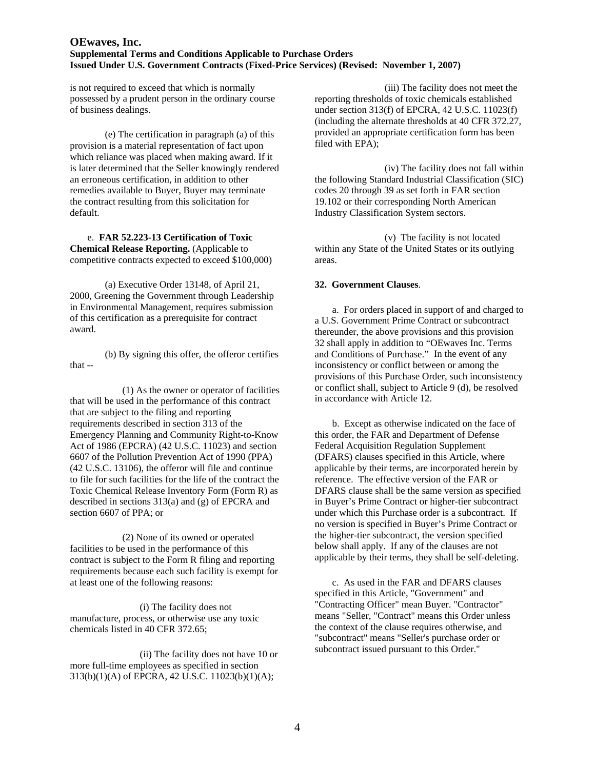is not required to exceed that which is normally possessed by a prudent person in the ordinary course of business dealings.

(e) The certification in paragraph (a) of this provision is a material representation of fact upon which reliance was placed when making award. If it is later determined that the Seller knowingly rendered an erroneous certification, in addition to other remedies available to Buyer, Buyer may terminate the contract resulting from this solicitation for default.

e. **FAR 52.223-13 Certification of Toxic Chemical Release Reporting.** (Applicable to competitive contracts expected to exceed $100,000)

(a) Executive Order 13148, of April 21, 2000, Greening the Government through Leadership in Environmental Management, requires submission of this certification as a prerequisite for contract award.

(b) By signing this offer, the offeror certifies that --

(1) As the owner or operator of facilities that will be used in the performance of this contract that are subject to the filing and reporting requirements described in section 313 of the Emergency Planning and Community Right-to-Know Act of 1986 (EPCRA) (42 U.S.C. 11023) and section 6607 of the Pollution Prevention Act of 1990 (PPA) (42 U.S.C. 13106), the offeror will file and continue to file for such facilities for the life of the contract the Toxic Chemical Release Inventory Form (Form R) as described in sections 313(a) and (g) of EPCRA and section 6607 of PPA; or

(2) None of its owned or operated facilities to be used in the performance of this contract is subject to the Form R filing and reporting requirements because each such facility is exempt for at least one of the following reasons:

(i) The facility does not manufacture, process, or otherwise use any toxic chemicals listed in 40 CFR 372.65;

(ii) The facility does not have 10 or more full-time employees as specified in section 313(b)(1)(A) of EPCRA, 42 U.S.C. 11023(b)(1)(A);

(iii) The facility does not meet the reporting thresholds of toxic chemicals established under section 313(f) of EPCRA, 42 U.S.C. 11023(f) (including the alternate thresholds at 40 CFR 372.27, provided an appropriate certification form has been filed with EPA);

(iv) The facility does not fall within the following Standard Industrial Classification (SIC) codes 20 through 39 as set forth in FAR section 19.102 or their corresponding North American Industry Classification System sectors.

(v) The facility is not located within any State of the United States or its outlying areas.

**32. Government Clauses**.

a. For orders placed in support of and charged to a U.S. Government Prime Contract or subcontract thereunder, the above provisions and this provision 32 shall apply in addition to "OEwaves Inc. Terms and Conditions of Purchase." In the event of any inconsistency or conflict between or among the provisions of this Purchase Order, such inconsistency or conflict shall, subject to Article 9 (d), be resolved in accordance with Article 12.

b. Except as otherwise indicated on the face of this order, the FAR and Department of Defense Federal Acquisition Regulation Supplement (DFARS) clauses specified in this Article, where applicable by their terms, are incorporated herein by reference. The effective version of the FAR or DFARS clause shall be the same version as specified in Buyer's Prime Contract or higher-tier subcontract under which this Purchase order is a subcontract. If no version is specified in Buyer's Prime Contract or the higher-tier subcontract, the version specified below shall apply. If any of the clauses are not applicable by their terms, they shall be self-deleting.

c. As used in the FAR and DFARS clauses specified in this Article, "Government" and "Contracting Officer" mean Buyer. "Contractor" means "Seller, "Contract" means this Order unless the context of the clause requires otherwise, and "subcontract" means "Seller's purchase order or subcontract issued pursuant to this Order."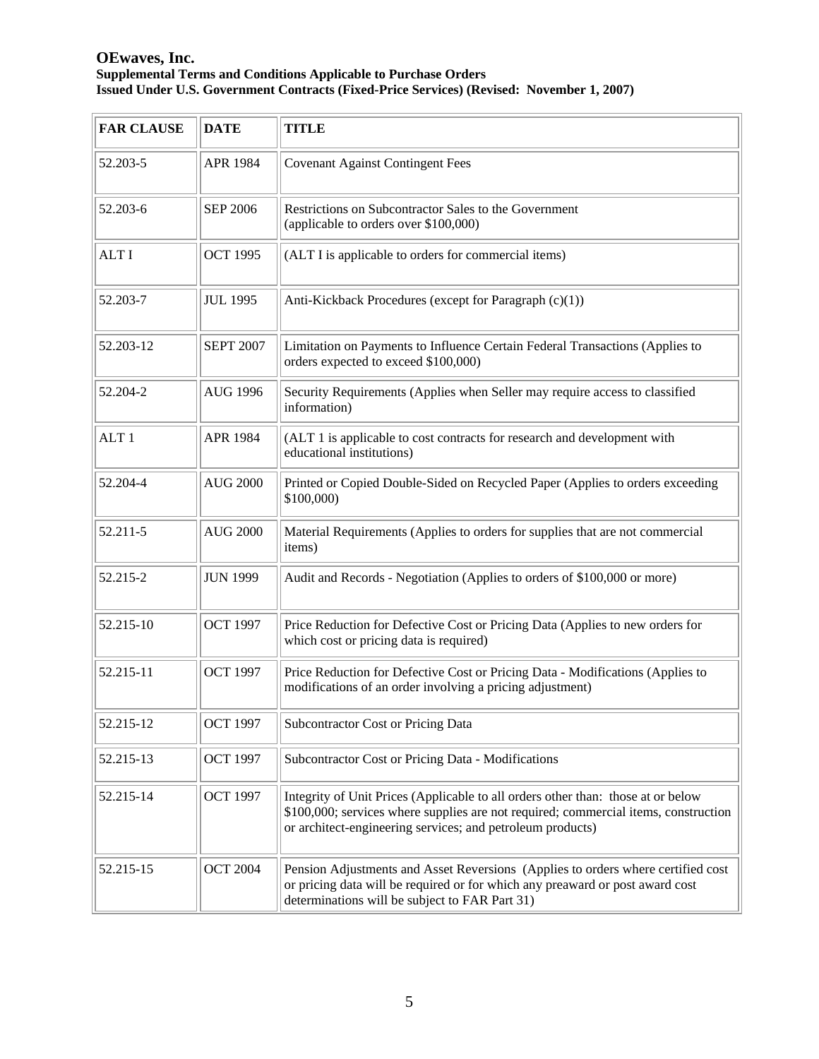**OEwaves, Inc.**
**Supplemental Terms and Conditions Applicable to Purchase Orders**
**Issued Under U.S. Government Contracts (Fixed-Price Services) (Revised: November 1, 2007)**

| FAR CLAUSE | DATE | TITLE |
|---|---|---|
| 52.203-5 | APR 1984 | Covenant Against Contingent Fees |
| 52.203-6 | SEP 2006 | Restrictions on Subcontractor Sales to the Government (applicable to orders over $100,000) |
| ALT I | OCT 1995 | (ALT I is applicable to orders for commercial items) |
| 52.203-7 | JUL 1995 | Anti-Kickback Procedures (except for Paragraph (c)(1)) |
| 52.203-12 | SEPT 2007 | Limitation on Payments to Influence Certain Federal Transactions (Applies to orders expected to exceed $100,000) |
| 52.204-2 | AUG 1996 | Security Requirements (Applies when Seller may require access to classified information) |
| ALT 1 | APR 1984 | (ALT 1 is applicable to cost contracts for research and development with educational institutions) |
| 52.204-4 | AUG 2000 | Printed or Copied Double-Sided on Recycled Paper (Applies to orders exceeding $100,000) |
| 52.211-5 | AUG 2000 | Material Requirements (Applies to orders for supplies that are not commercial items) |
| 52.215-2 | JUN 1999 | Audit and Records - Negotiation (Applies to orders of $100,000 or more) |
| 52.215-10 | OCT 1997 | Price Reduction for Defective Cost or Pricing Data (Applies to new orders for which cost or pricing data is required) |
| 52.215-11 | OCT 1997 | Price Reduction for Defective Cost or Pricing Data - Modifications (Applies to modifications of an order involving a pricing adjustment) |
| 52.215-12 | OCT 1997 | Subcontractor Cost or Pricing Data |
| 52.215-13 | OCT 1997 | Subcontractor Cost or Pricing Data - Modifications |
| 52.215-14 | OCT 1997 | Integrity of Unit Prices (Applicable to all orders other than: those at or below $100,000; services where supplies are not required; commercial items, construction or architect-engineering services; and petroleum products) |
| 52.215-15 | OCT 2004 | Pension Adjustments and Asset Reversions (Applies to orders where certified cost or pricing data will be required or for which any preaward or post award cost determinations will be subject to FAR Part 31) |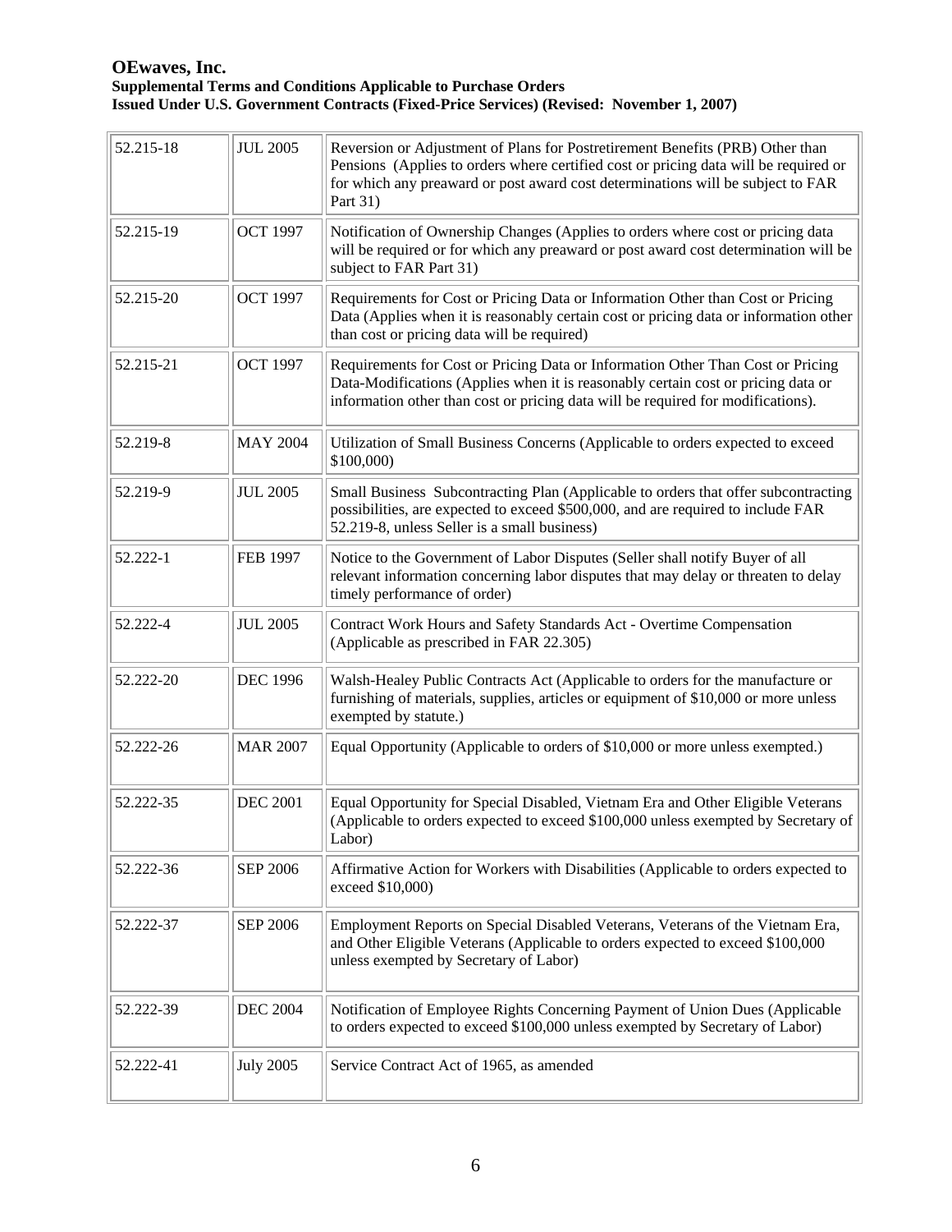**OEwaves, Inc.**
**Supplemental Terms and Conditions Applicable to Purchase Orders**
**Issued Under U.S. Government Contracts (Fixed-Price Services) (Revised: November 1, 2007)**

| | | |
|---|---|---|
| 52.215-18 | JUL 2005 | Reversion or Adjustment of Plans for Postretirement Benefits (PRB) Other than Pensions (Applies to orders where certified cost or pricing data will be required or for which any preaward or post award cost determinations will be subject to FAR Part 31) |
| 52.215-19 | OCT 1997 | Notification of Ownership Changes (Applies to orders where cost or pricing data will be required or for which any preaward or post award cost determination will be subject to FAR Part 31) |
| 52.215-20 | OCT 1997 | Requirements for Cost or Pricing Data or Information Other than Cost or Pricing Data (Applies when it is reasonably certain cost or pricing data or information other than cost or pricing data will be required) |
| 52.215-21 | OCT 1997 | Requirements for Cost or Pricing Data or Information Other Than Cost or Pricing Data-Modifications (Applies when it is reasonably certain cost or pricing data or information other than cost or pricing data will be required for modifications). |
| 52.219-8 | MAY 2004 | Utilization of Small Business Concerns (Applicable to orders expected to exceed $100,000) |
| 52.219-9 | JUL 2005 | Small Business Subcontracting Plan (Applicable to orders that offer subcontracting possibilities, are expected to exceed $500,000, and are required to include FAR 52.219-8, unless Seller is a small business) |
| 52.222-1 | FEB 1997 | Notice to the Government of Labor Disputes (Seller shall notify Buyer of all relevant information concerning labor disputes that may delay or threaten to delay timely performance of order) |
| 52.222-4 | JUL 2005 | Contract Work Hours and Safety Standards Act - Overtime Compensation (Applicable as prescribed in FAR 22.305) |
| 52.222-20 | DEC 1996 | Walsh-Healey Public Contracts Act (Applicable to orders for the manufacture or furnishing of materials, supplies, articles or equipment of $10,000 or more unless exempted by statute.) |
| 52.222-26 | MAR 2007 | Equal Opportunity (Applicable to orders of $10,000 or more unless exempted.) |
| 52.222-35 | DEC 2001 | Equal Opportunity for Special Disabled, Vietnam Era and Other Eligible Veterans (Applicable to orders expected to exceed $100,000 unless exempted by Secretary of Labor) |
| 52.222-36 | SEP 2006 | Affirmative Action for Workers with Disabilities (Applicable to orders expected to exceed $10,000) |
| 52.222-37 | SEP 2006 | Employment Reports on Special Disabled Veterans, Veterans of the Vietnam Era, and Other Eligible Veterans (Applicable to orders expected to exceed $100,000 unless exempted by Secretary of Labor) |
| 52.222-39 | DEC 2004 | Notification of Employee Rights Concerning Payment of Union Dues (Applicable to orders expected to exceed $100,000 unless exempted by Secretary of Labor) |
| 52.222-41 | July 2005 | Service Contract Act of 1965, as amended |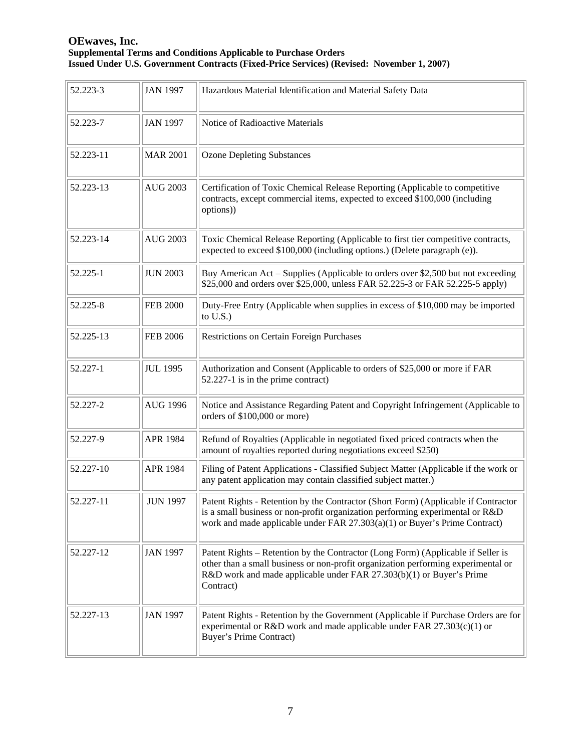**OEwaves, Inc.**
**Supplemental Terms and Conditions Applicable to Purchase Orders**
**Issued Under U.S. Government Contracts (Fixed-Price Services) (Revised: November 1, 2007)**

| | | |
|---|---|---|
| 52.223-3 | JAN 1997 | Hazardous Material Identification and Material Safety Data |
| 52.223-7 | JAN 1997 | Notice of Radioactive Materials |
| 52.223-11 | MAR 2001 | Ozone Depleting Substances |
| 52.223-13 | AUG 2003 | Certification of Toxic Chemical Release Reporting (Applicable to competitive contracts, except commercial items, expected to exceed $100,000 (including options)) |
| 52.223-14 | AUG 2003 | Toxic Chemical Release Reporting (Applicable to first tier competitive contracts, expected to exceed $100,000 (including options.) (Delete paragraph (e)). |
| 52.225-1 | JUN 2003 | Buy American Act – Supplies (Applicable to orders over $2,500 but not exceeding $25,000 and orders over $25,000, unless FAR 52.225-3 or FAR 52.225-5 apply) |
| 52.225-8 | FEB 2000 | Duty-Free Entry (Applicable when supplies in excess of $10,000 may be imported to U.S.) |
| 52.225-13 | FEB 2006 | Restrictions on Certain Foreign Purchases |
| 52.227-1 | JUL 1995 | Authorization and Consent (Applicable to orders of $25,000 or more if FAR 52.227-1 is in the prime contract) |
| 52.227-2 | AUG 1996 | Notice and Assistance Regarding Patent and Copyright Infringement (Applicable to orders of $100,000 or more) |
| 52.227-9 | APR 1984 | Refund of Royalties (Applicable in negotiated fixed priced contracts when the amount of royalties reported during negotiations exceed $250) |
| 52.227-10 | APR 1984 | Filing of Patent Applications - Classified Subject Matter (Applicable if the work or any patent application may contain classified subject matter.) |
| 52.227-11 | JUN 1997 | Patent Rights - Retention by the Contractor (Short Form) (Applicable if Contractor is a small business or non-profit organization performing experimental or R&D work and made applicable under FAR 27.303(a)(1) or Buyer's Prime Contract) |
| 52.227-12 | JAN 1997 | Patent Rights – Retention by the Contractor (Long Form) (Applicable if Seller is other than a small business or non-profit organization performing experimental or R&D work and made applicable under FAR 27.303(b)(1) or Buyer's Prime Contract) |
| 52.227-13 | JAN 1997 | Patent Rights - Retention by the Government (Applicable if Purchase Orders are for experimental or R&D work and made applicable under FAR 27.303(c)(1) or Buyer's Prime Contract) |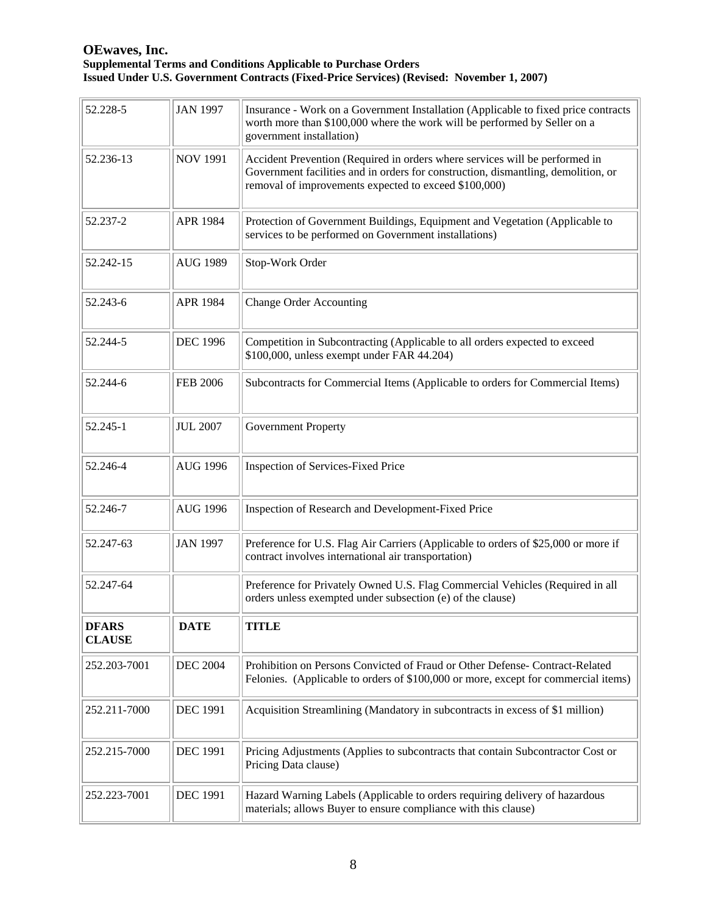| | | |
|---|---|---|
| 52.228-5 | JAN 1997 | Insurance - Work on a Government Installation (Applicable to fixed price contracts worth more than $100,000 where the work will be performed by Seller on a government installation) |
| 52.236-13 | NOV 1991 | Accident Prevention (Required in orders where services will be performed in Government facilities and in orders for construction, dismantling, demolition, or removal of improvements expected to exceed $100,000) |
| 52.237-2 | APR 1984 | Protection of Government Buildings, Equipment and Vegetation (Applicable to services to be performed on Government installations) |
| 52.242-15 | AUG 1989 | Stop-Work Order |
| 52.243-6 | APR 1984 | Change Order Accounting |
| 52.244-5 | DEC 1996 | Competition in Subcontracting (Applicable to all orders expected to exceed $100,000, unless exempt under FAR 44.204) |
| 52.244-6 | FEB 2006 | Subcontracts for Commercial Items (Applicable to orders for Commercial Items) |
| 52.245-1 | JUL 2007 | Government Property |
| 52.246-4 | AUG 1996 | Inspection of Services-Fixed Price |
| 52.246-7 | AUG 1996 | Inspection of Research and Development-Fixed Price |
| 52.247-63 | JAN 1997 | Preference for U.S. Flag Air Carriers (Applicable to orders of $25,000 or more if contract involves international air transportation) |
| 52.247-64 | | Preference for Privately Owned U.S. Flag Commercial Vehicles (Required in all orders unless exempted under subsection (e) of the clause) |
| **DFARS CLAUSE** | **DATE** | **TITLE** |
| 252.203-7001 | DEC 2004 | Prohibition on Persons Convicted of Fraud or Other Defense- Contract-Related Felonies. (Applicable to orders of $100,000 or more, except for commercial items) |
| 252.211-7000 | DEC 1991 | Acquisition Streamlining (Mandatory in subcontracts in excess of $1 million) |
| 252.215-7000 | DEC 1991 | Pricing Adjustments (Applies to subcontracts that contain Subcontractor Cost or Pricing Data clause) |
| 252.223-7001 | DEC 1991 | Hazard Warning Labels (Applicable to orders requiring delivery of hazardous materials; allows Buyer to ensure compliance with this clause) |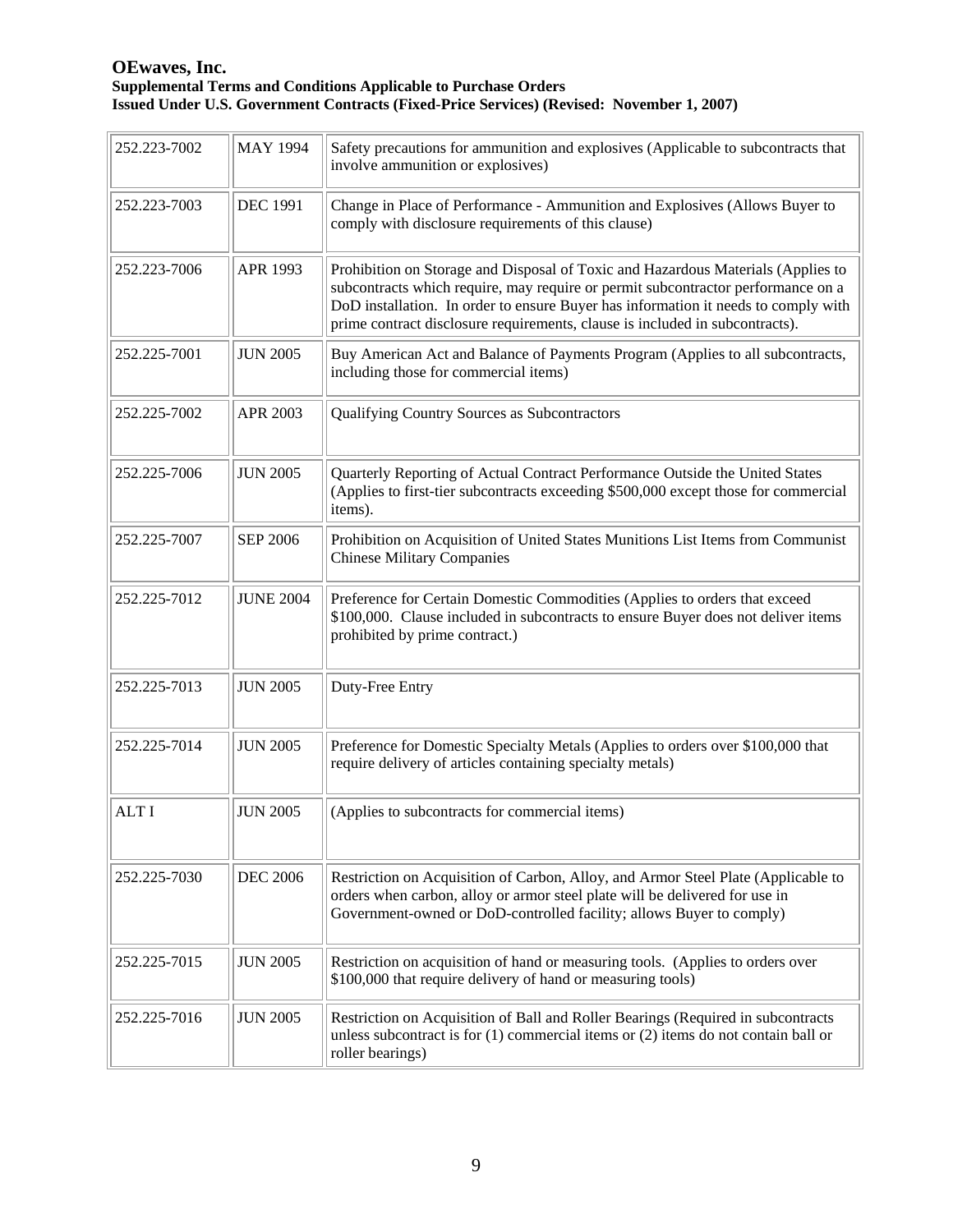| | | |
|---|---|---|
| 252.223-7002 | MAY 1994 | Safety precautions for ammunition and explosives (Applicable to subcontracts that involve ammunition or explosives) |
| 252.223-7003 | DEC 1991 | Change in Place of Performance - Ammunition and Explosives (Allows Buyer to comply with disclosure requirements of this clause) |
| 252.223-7006 | APR 1993 | Prohibition on Storage and Disposal of Toxic and Hazardous Materials (Applies to subcontracts which require, may require or permit subcontractor performance on a DoD installation. In order to ensure Buyer has information it needs to comply with prime contract disclosure requirements, clause is included in subcontracts). |
| 252.225-7001 | JUN 2005 | Buy American Act and Balance of Payments Program (Applies to all subcontracts, including those for commercial items) |
| 252.225-7002 | APR 2003 | Qualifying Country Sources as Subcontractors |
| 252.225-7006 | JUN 2005 | Quarterly Reporting of Actual Contract Performance Outside the United States (Applies to first-tier subcontracts exceeding $500,000 except those for commercial items). |
| 252.225-7007 | SEP 2006 | Prohibition on Acquisition of United States Munitions List Items from Communist Chinese Military Companies |
| 252.225-7012 | JUNE 2004 | Preference for Certain Domestic Commodities (Applies to orders that exceed $100,000. Clause included in subcontracts to ensure Buyer does not deliver items prohibited by prime contract.) |
| 252.225-7013 | JUN 2005 | Duty-Free Entry |
| 252.225-7014 | JUN 2005 | Preference for Domestic Specialty Metals (Applies to orders over $100,000 that require delivery of articles containing specialty metals) |
| ALT I | JUN 2005 | (Applies to subcontracts for commercial items) |
| 252.225-7030 | DEC 2006 | Restriction on Acquisition of Carbon, Alloy, and Armor Steel Plate (Applicable to orders when carbon, alloy or armor steel plate will be delivered for use in Government-owned or DoD-controlled facility; allows Buyer to comply) |
| 252.225-7015 | JUN 2005 | Restriction on acquisition of hand or measuring tools. (Applies to orders over $100,000 that require delivery of hand or measuring tools) |
| 252.225-7016 | JUN 2005 | Restriction on Acquisition of Ball and Roller Bearings (Required in subcontracts unless subcontract is for (1) commercial items or (2) items do not contain ball or roller bearings) |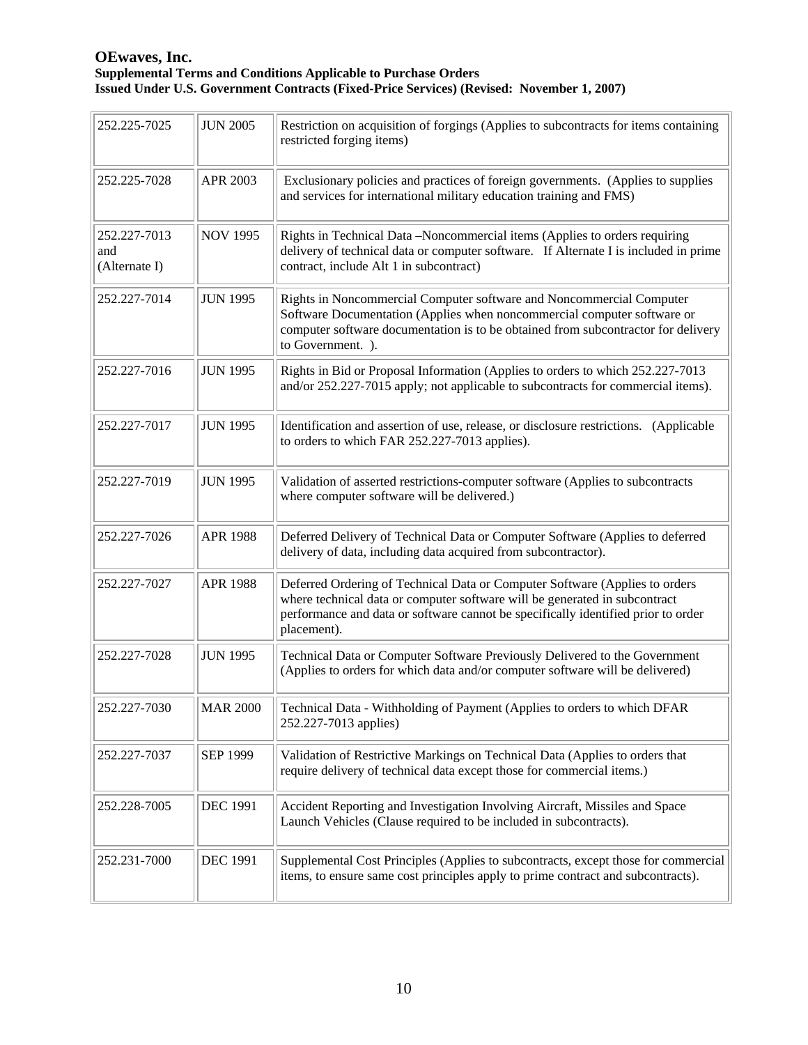| 252.225-7025 | JUN 2005 | Restriction on acquisition of forgings (Applies to subcontracts for items containing restricted forging items) |
|---|---|---|
| 252.225-7028 | APR 2003 | Exclusionary policies and practices of foreign governments. (Applies to supplies and services for international military education training and FMS) |
| 252.227-7013 and (Alternate I) | NOV 1995 | Rights in Technical Data –Noncommercial items (Applies to orders requiring delivery of technical data or computer software. If Alternate I is included in prime contract, include Alt 1 in subcontract) |
| 252.227-7014 | JUN 1995 | Rights in Noncommercial Computer software and Noncommercial Computer Software Documentation (Applies when noncommercial computer software or computer software documentation is to be obtained from subcontractor for delivery to Government. ). |
| 252.227-7016 | JUN 1995 | Rights in Bid or Proposal Information (Applies to orders to which 252.227-7013 and/or 252.227-7015 apply; not applicable to subcontracts for commercial items). |
| 252.227-7017 | JUN 1995 | Identification and assertion of use, release, or disclosure restrictions. (Applicable to orders to which FAR 252.227-7013 applies). |
| 252.227-7019 | JUN 1995 | Validation of asserted restrictions-computer software (Applies to subcontracts where computer software will be delivered.) |
| 252.227-7026 | APR 1988 | Deferred Delivery of Technical Data or Computer Software (Applies to deferred delivery of data, including data acquired from subcontractor). |
| 252.227-7027 | APR 1988 | Deferred Ordering of Technical Data or Computer Software (Applies to orders where technical data or computer software will be generated in subcontract performance and data or software cannot be specifically identified prior to order placement). |
| 252.227-7028 | JUN 1995 | Technical Data or Computer Software Previously Delivered to the Government (Applies to orders for which data and/or computer software will be delivered) |
| 252.227-7030 | MAR 2000 | Technical Data - Withholding of Payment (Applies to orders to which DFAR 252.227-7013 applies) |
| 252.227-7037 | SEP 1999 | Validation of Restrictive Markings on Technical Data (Applies to orders that require delivery of technical data except those for commercial items.) |
| 252.228-7005 | DEC 1991 | Accident Reporting and Investigation Involving Aircraft, Missiles and Space Launch Vehicles (Clause required to be included in subcontracts). |
| 252.231-7000 | DEC 1991 | Supplemental Cost Principles (Applies to subcontracts, except those for commercial items, to ensure same cost principles apply to prime contract and subcontracts). |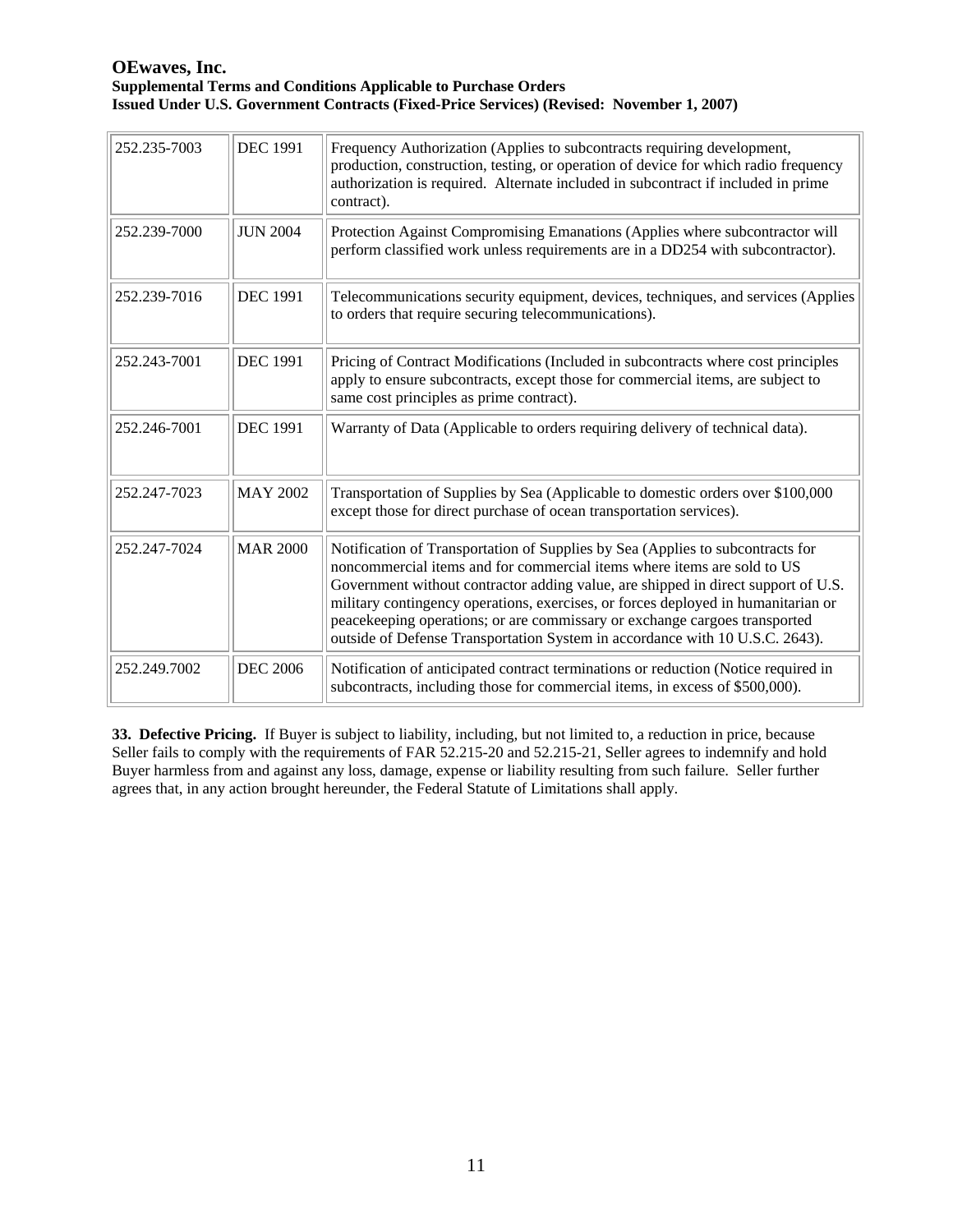| | | |
|---|---|---|
| 252.235-7003 | DEC 1991 | Frequency Authorization (Applies to subcontracts requiring development, production, construction, testing, or operation of device for which radio frequency authorization is required. Alternate included in subcontract if included in prime contract). |
| 252.239-7000 | JUN 2004 | Protection Against Compromising Emanations (Applies where subcontractor will perform classified work unless requirements are in a DD254 with subcontractor). |
| 252.239-7016 | DEC 1991 | Telecommunications security equipment, devices, techniques, and services (Applies to orders that require securing telecommunications). |
| 252.243-7001 | DEC 1991 | Pricing of Contract Modifications (Included in subcontracts where cost principles apply to ensure subcontracts, except those for commercial items, are subject to same cost principles as prime contract). |
| 252.246-7001 | DEC 1991 | Warranty of Data (Applicable to orders requiring delivery of technical data). |
| 252.247-7023 | MAY 2002 | Transportation of Supplies by Sea (Applicable to domestic orders over $100,000 except those for direct purchase of ocean transportation services). |
| 252.247-7024 | MAR 2000 | Notification of Transportation of Supplies by Sea (Applies to subcontracts for noncommercial items and for commercial items where items are sold to US Government without contractor adding value, are shipped in direct support of U.S. military contingency operations, exercises, or forces deployed in humanitarian or peacekeeping operations; or are commissary or exchange cargoes transported outside of Defense Transportation System in accordance with 10 U.S.C. 2643). |
| 252.249.7002 | DEC 2006 | Notification of anticipated contract terminations or reduction (Notice required in subcontracts, including those for commercial items, in excess of $500,000). |

**33. Defective Pricing.** If Buyer is subject to liability, including, but not limited to, a reduction in price, because Seller fails to comply with the requirements of FAR 52.215-20 and 52.215-21, Seller agrees to indemnify and hold Buyer harmless from and against any loss, damage, expense or liability resulting from such failure. Seller further agrees that, in any action brought hereunder, the Federal Statute of Limitations shall apply.